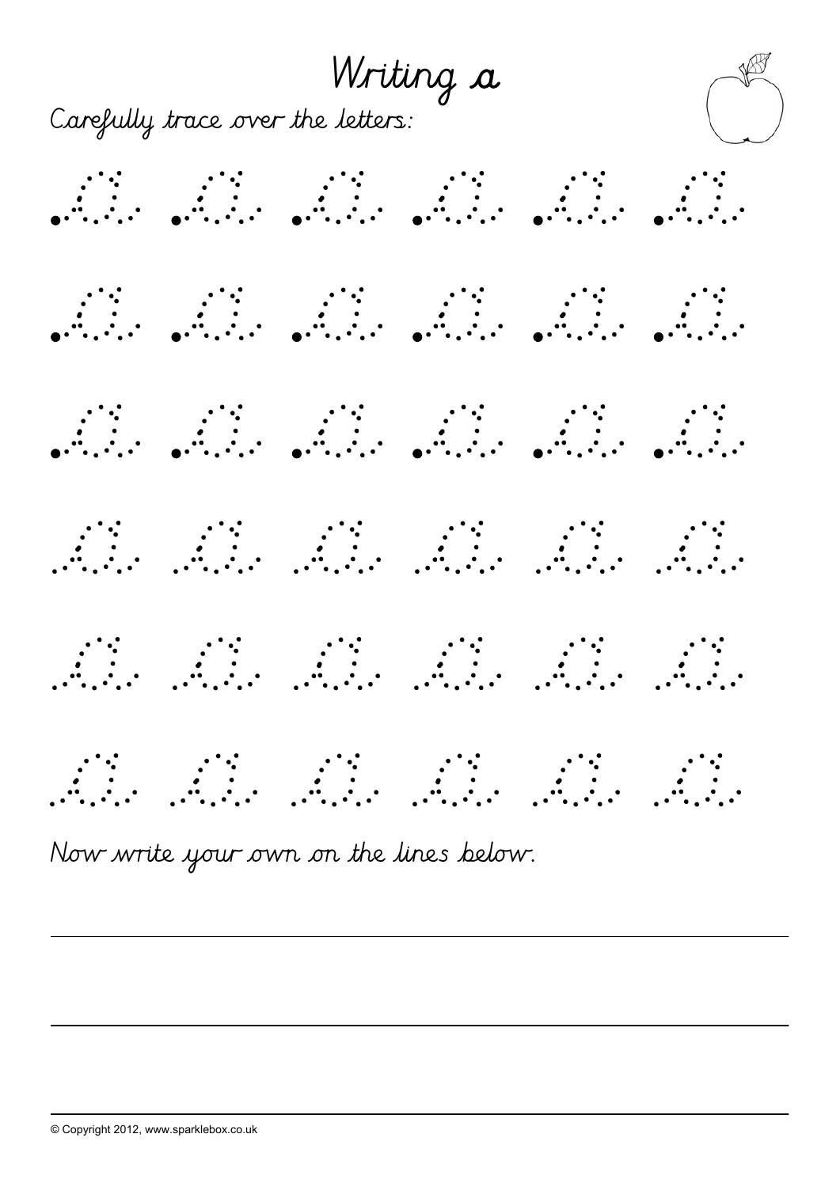# Writing a

Carefully trace over the letters:

Now write your own on the lines below.

© Copyright 2012, www.sparklebox.co.uk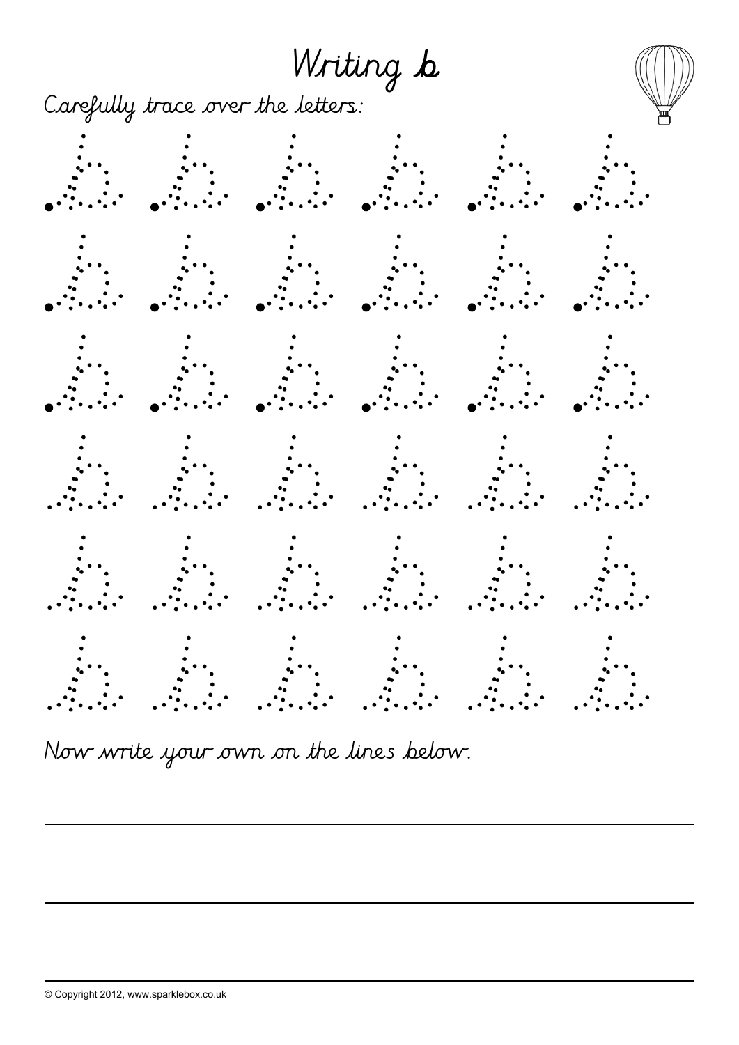# Writing b

Carefully trace over the letters:

Now write your own on the lines below.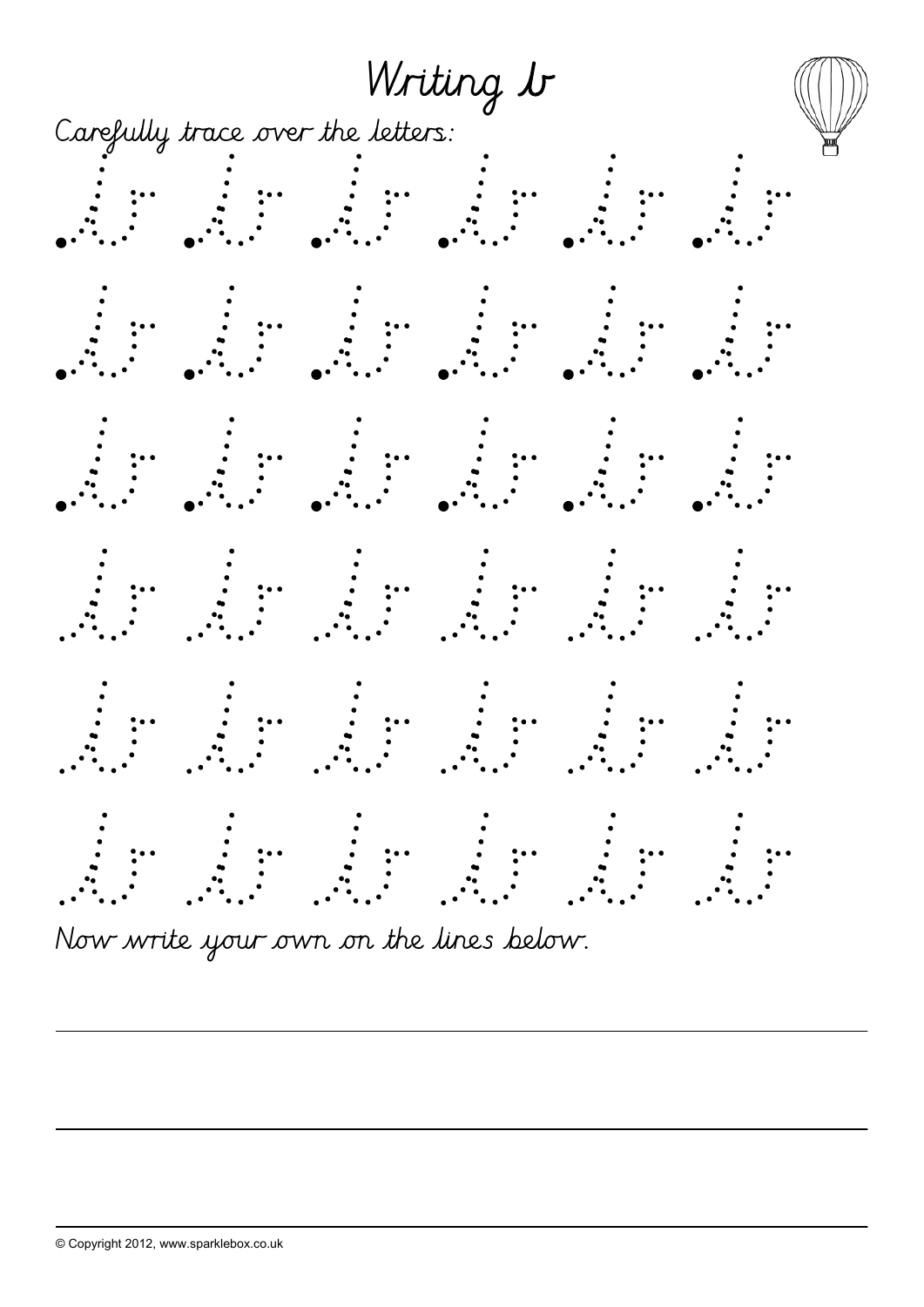# Writing b

Carefully trace over the letters:

Now write your own on the lines below.

© Copyright 2012, www.sparklebox.co.uk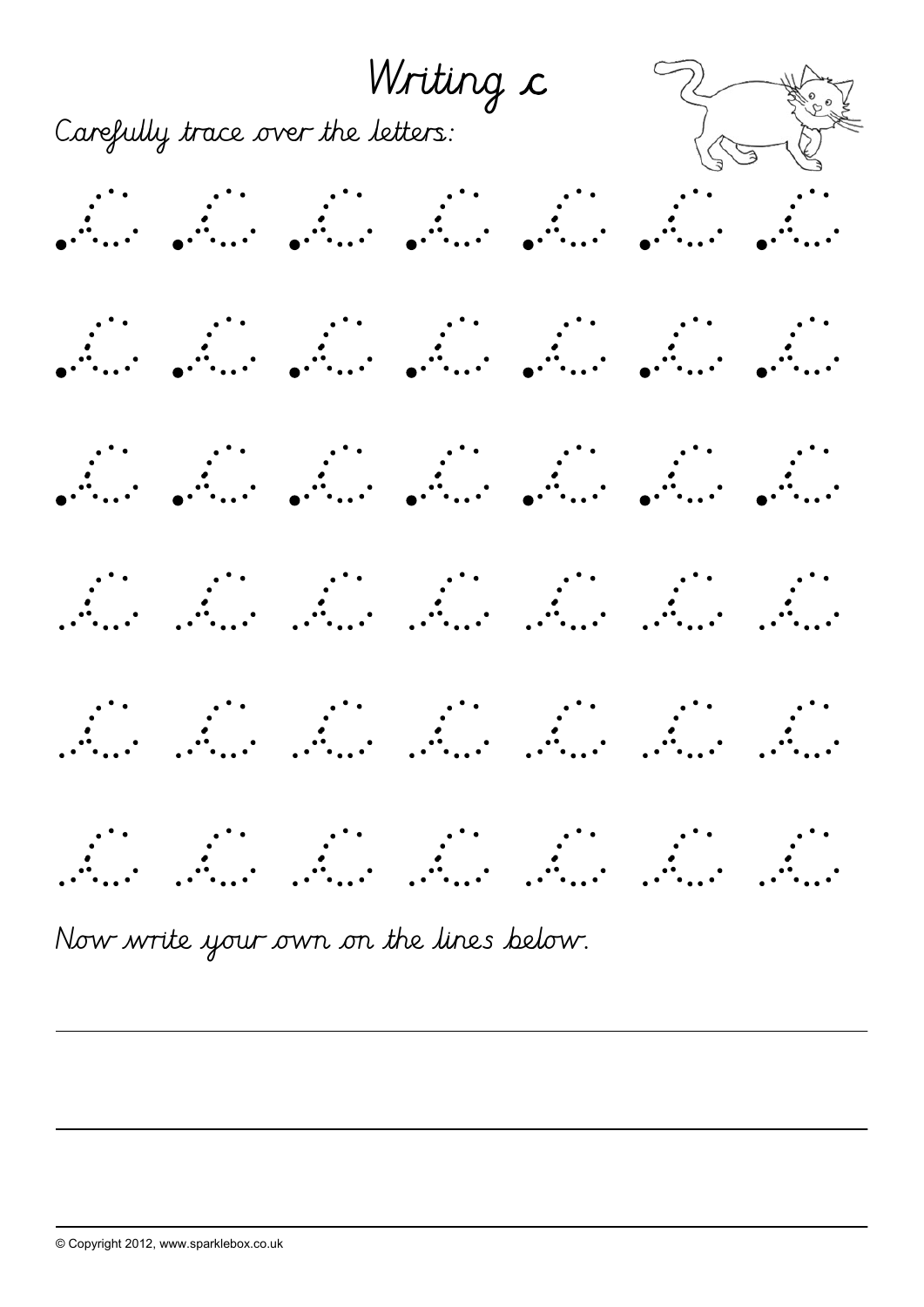# Writing c

Carefully trace over the letters:

Now write your own on the lines below.

© Copyright 2012, www.sparklebox.co.uk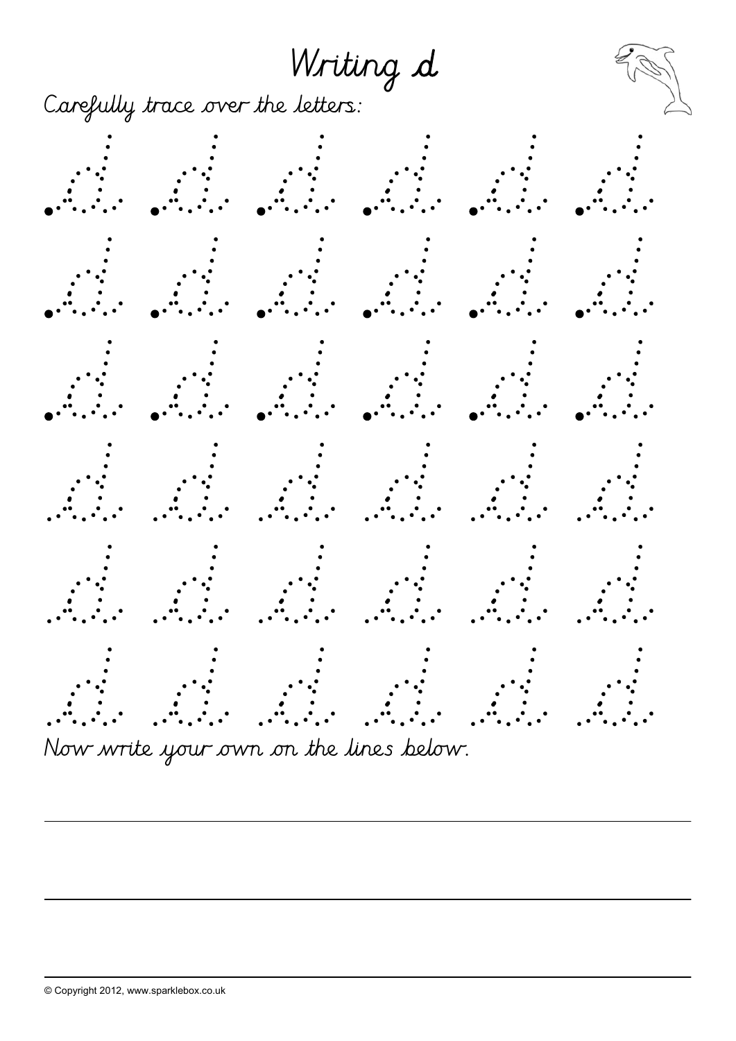# Writing d

Carefully trace over the letters:

Now write your own on the lines below.

© Copyright 2012, www.sparklebox.co.uk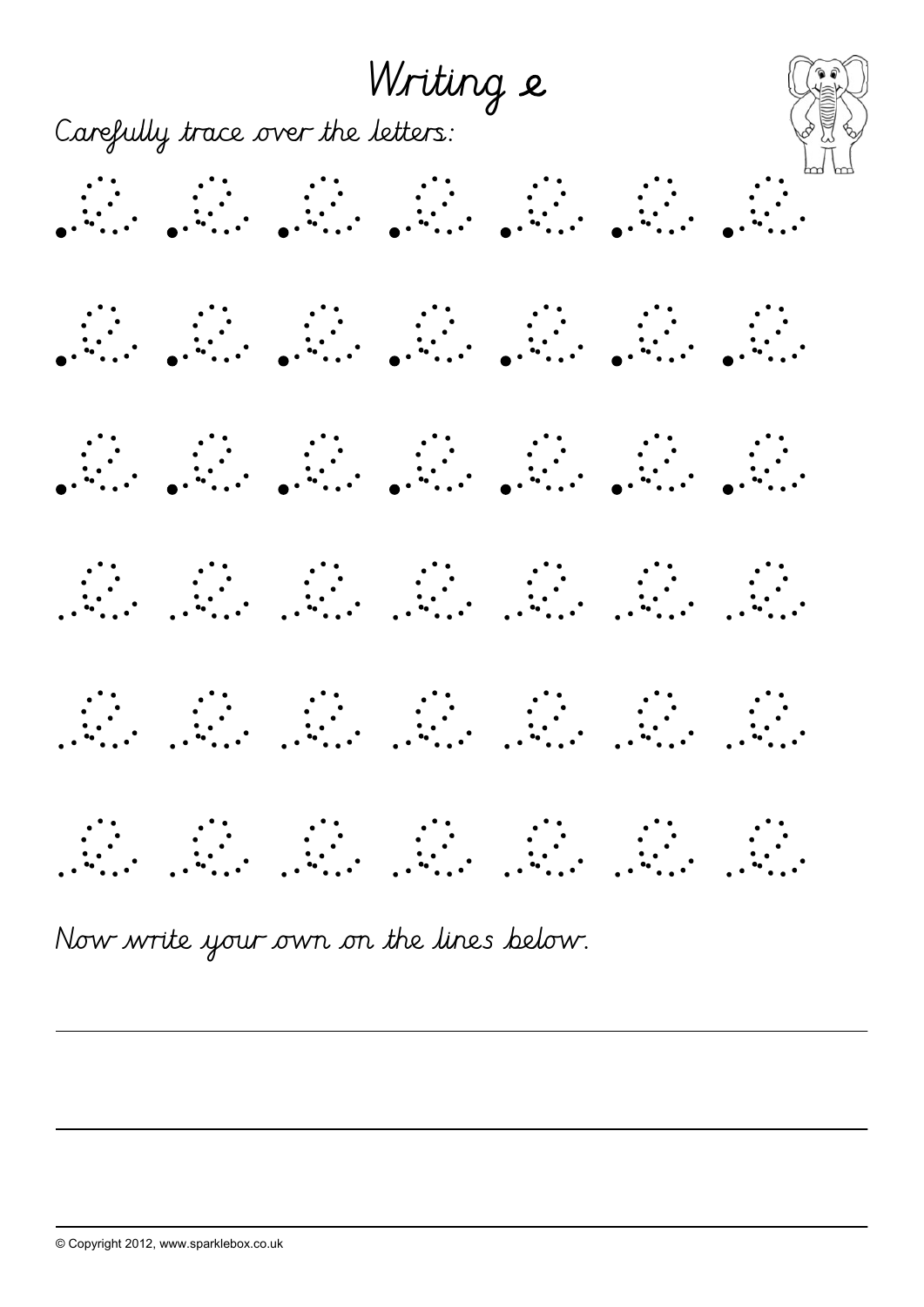# Writing e

Carefully trace over the letters:

Now write your own on the lines below.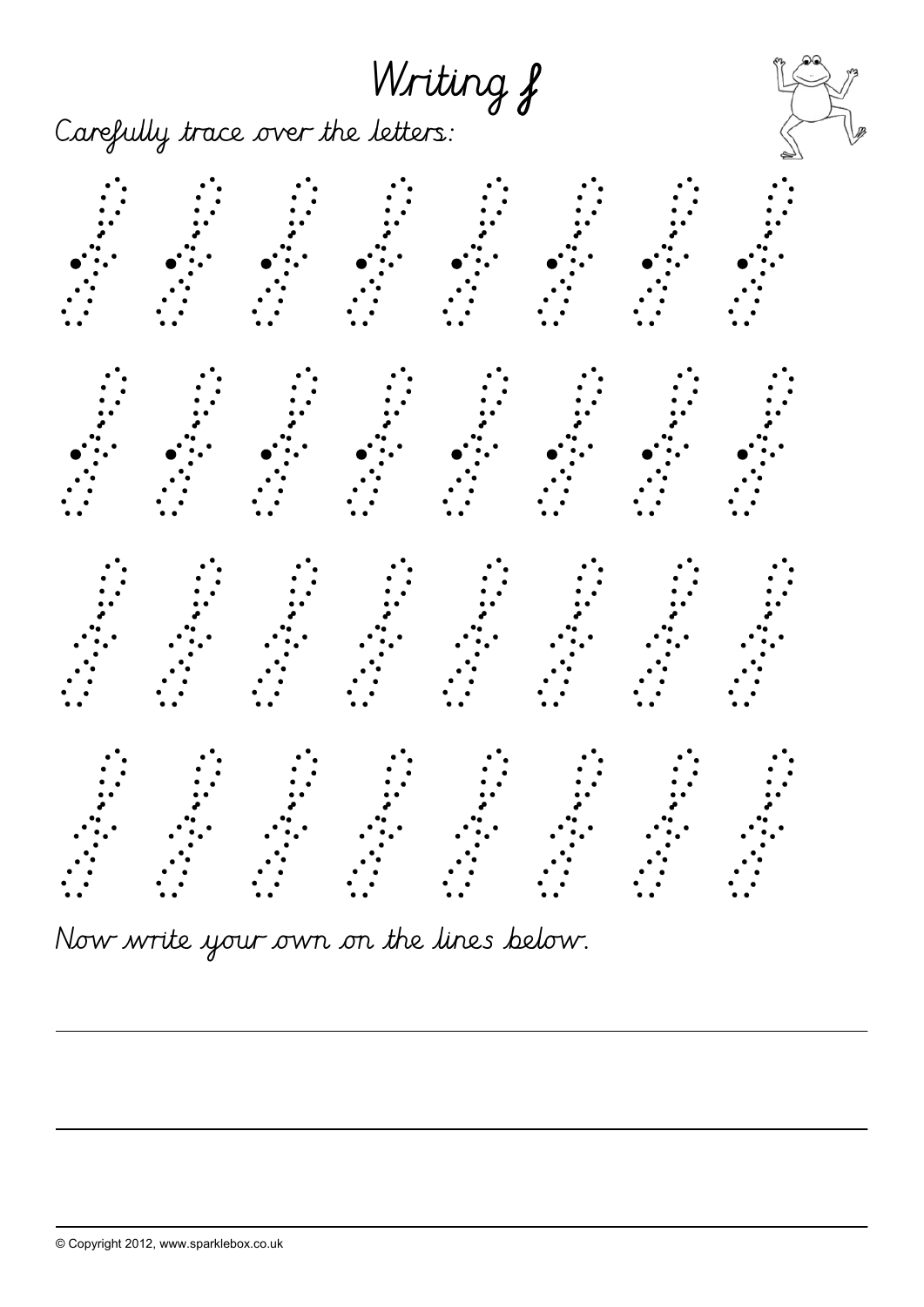# Writing f

Carefully trace over the letters:

Now write your own on the lines below.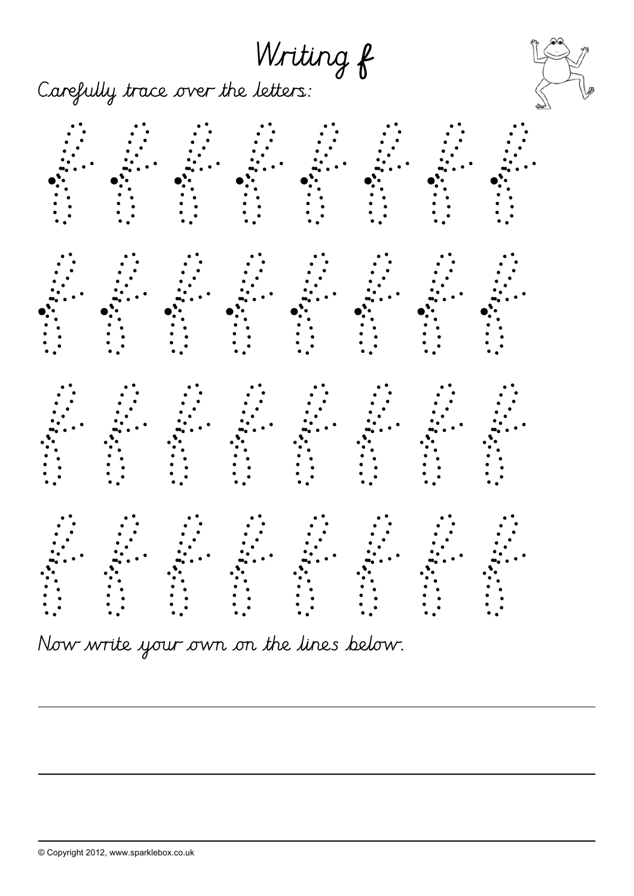# Writing f

Carefully trace over the letters:

Now write your own on the lines below.

© Copyright 2012, www.sparklebox.co.uk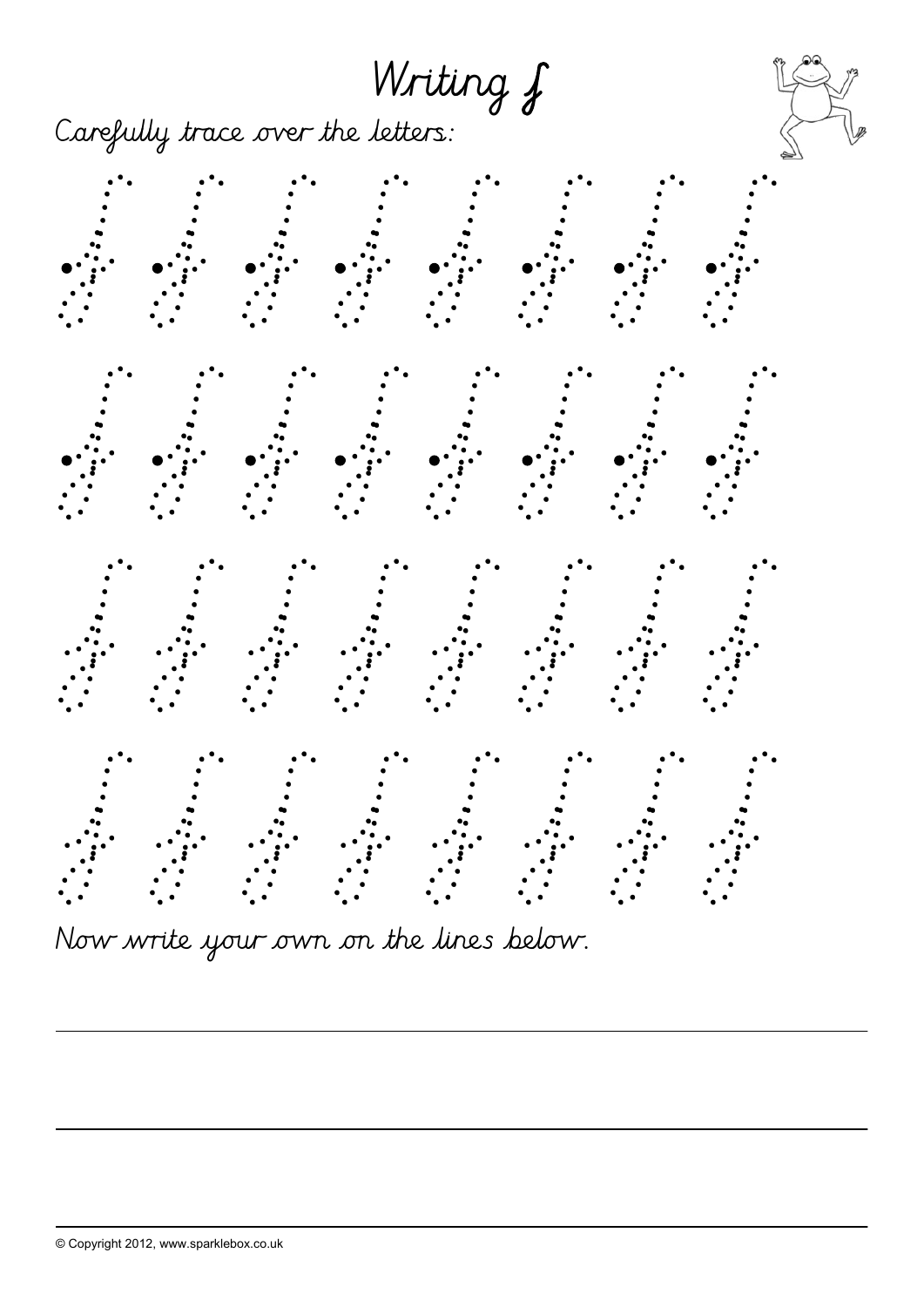# Writing f

Carefully trace over the letters:

Now write your own on the lines below.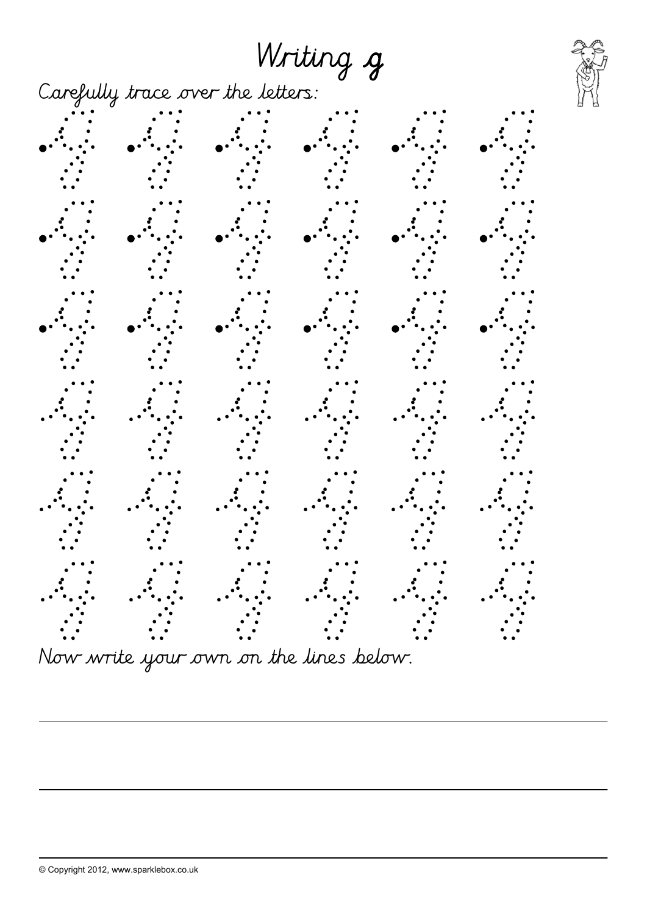# Writing g

Carefully trace over the letters:

Now write your own on the lines below.

© Copyright 2012, www.sparklebox.co.uk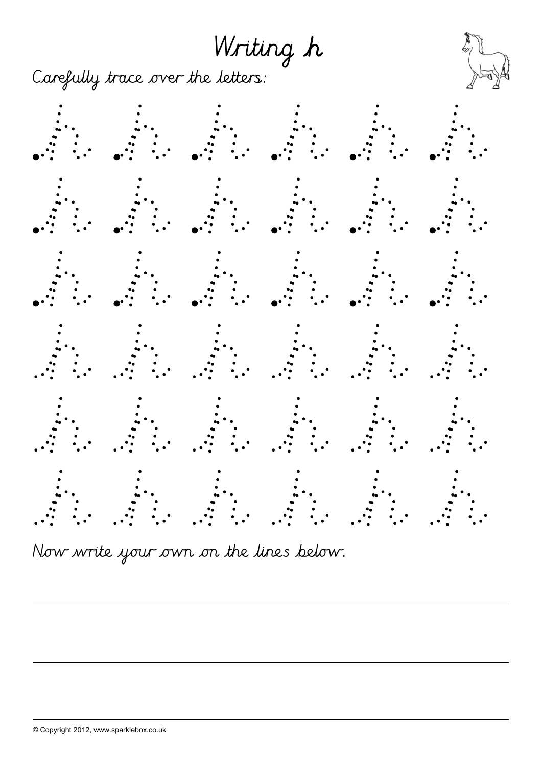# Writing h

Carefully trace over the letters:

Now write your own on the lines below.

© Copyright 2012, www.sparklebox.co.uk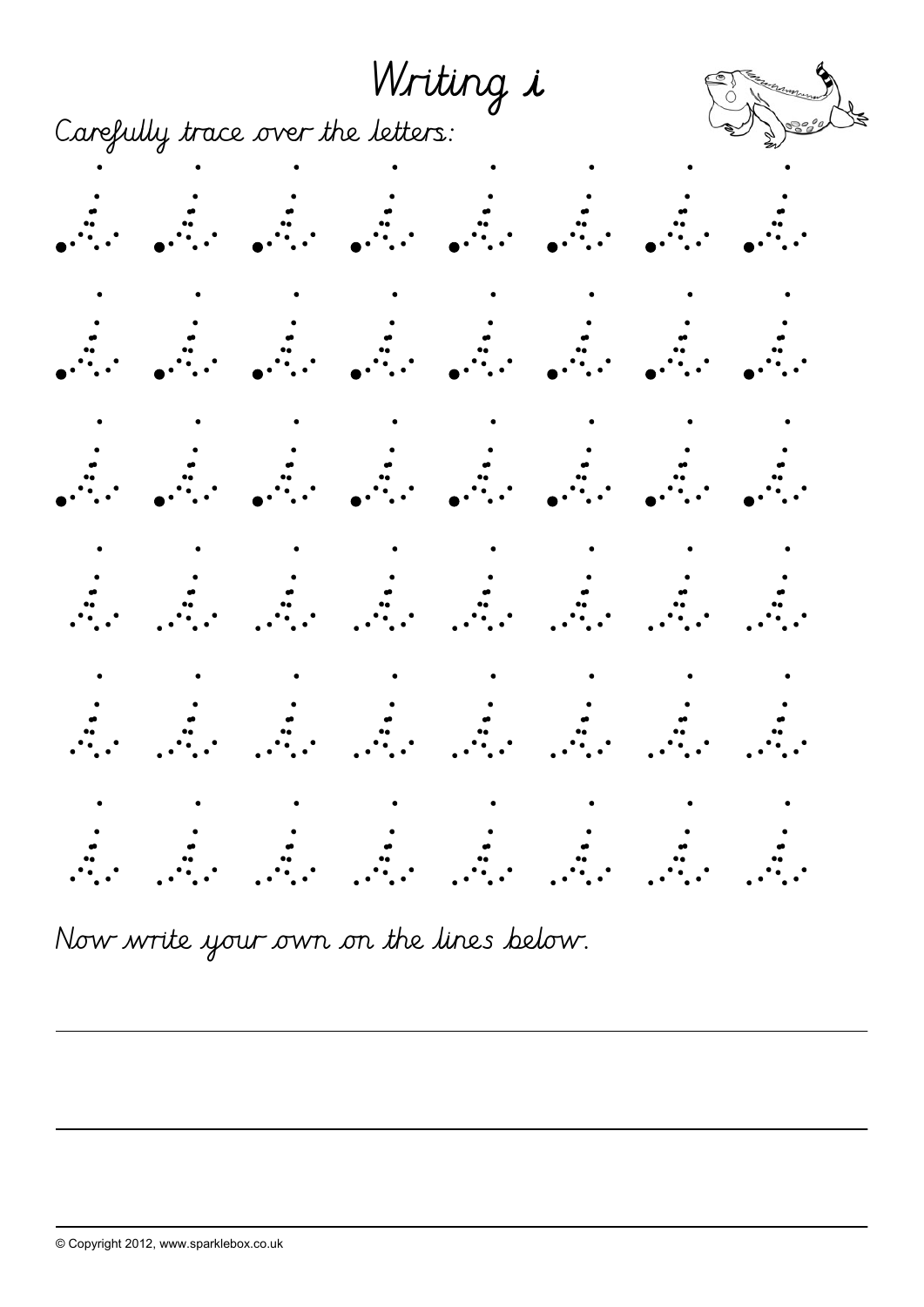# Writing i

Carefully trace over the letters:

Now write your own on the lines below.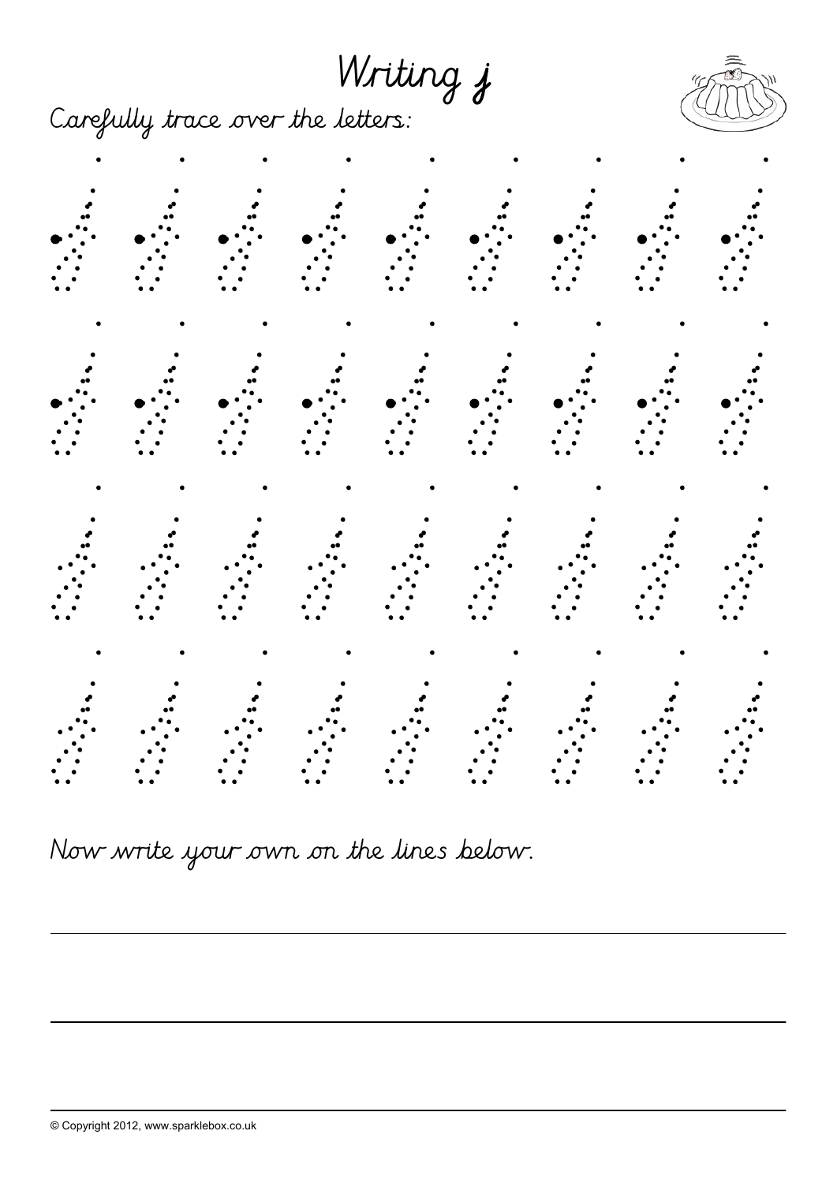# Writing j

Carefully trace over the letters:

Now write your own on the lines below.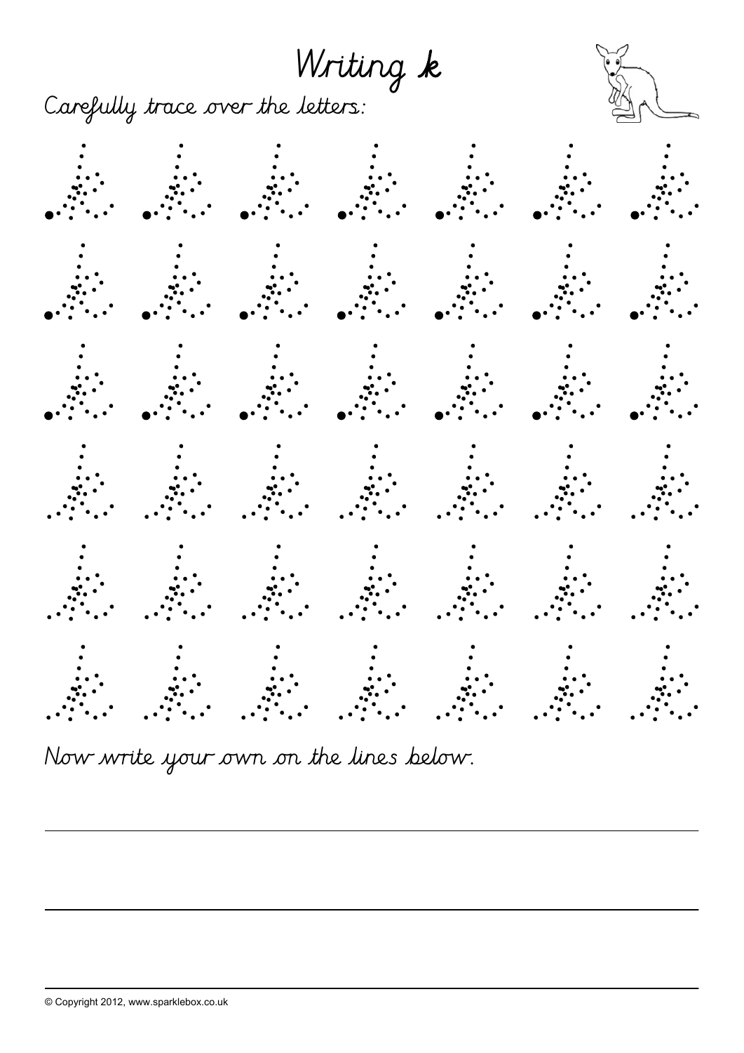# Writing k

Carefully trace over the letters:

Now write your own on the lines below.

© Copyright 2012, www.sparklebox.co.uk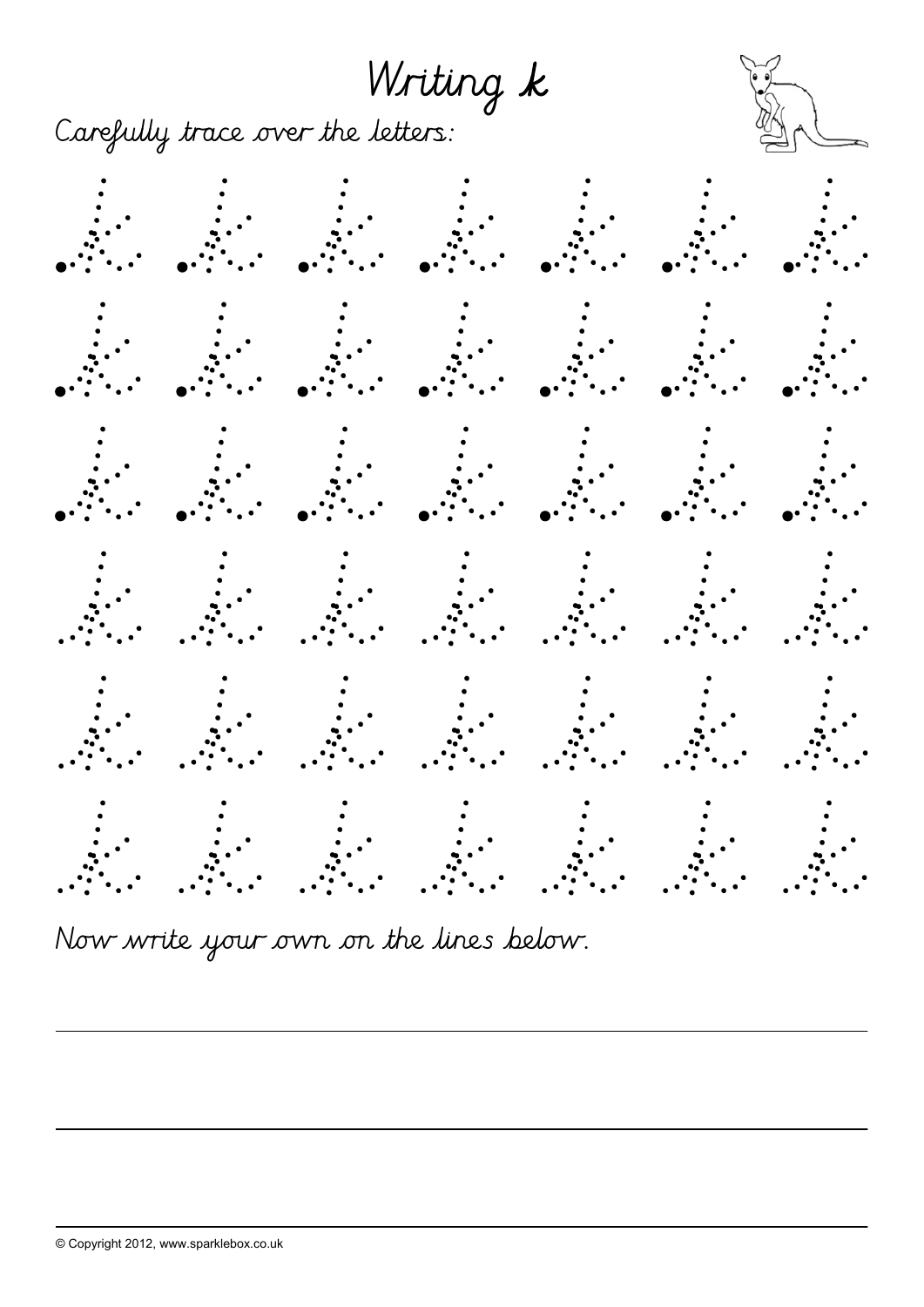# Writing k

Carefully trace over the letters:

Now write your own on the lines below.

© Copyright 2012, www.sparklebox.co.uk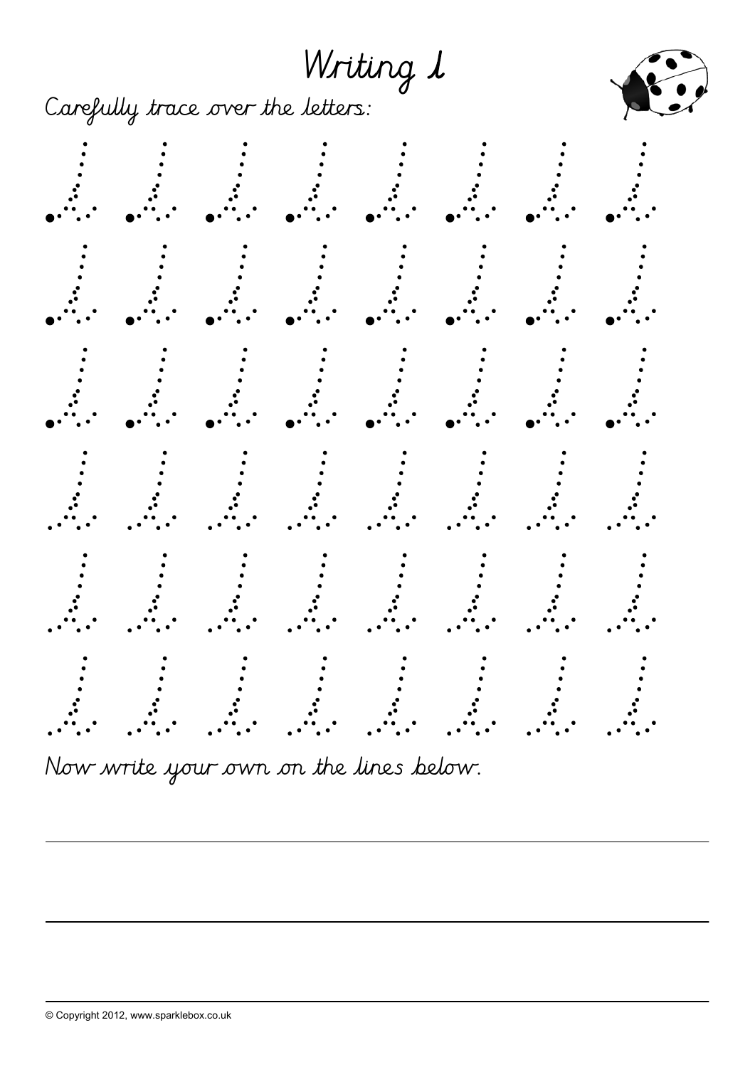# Writing l

Carefully trace over the letters:

Now write your own on the lines below.

© Copyright 2012, www.sparklebox.co.uk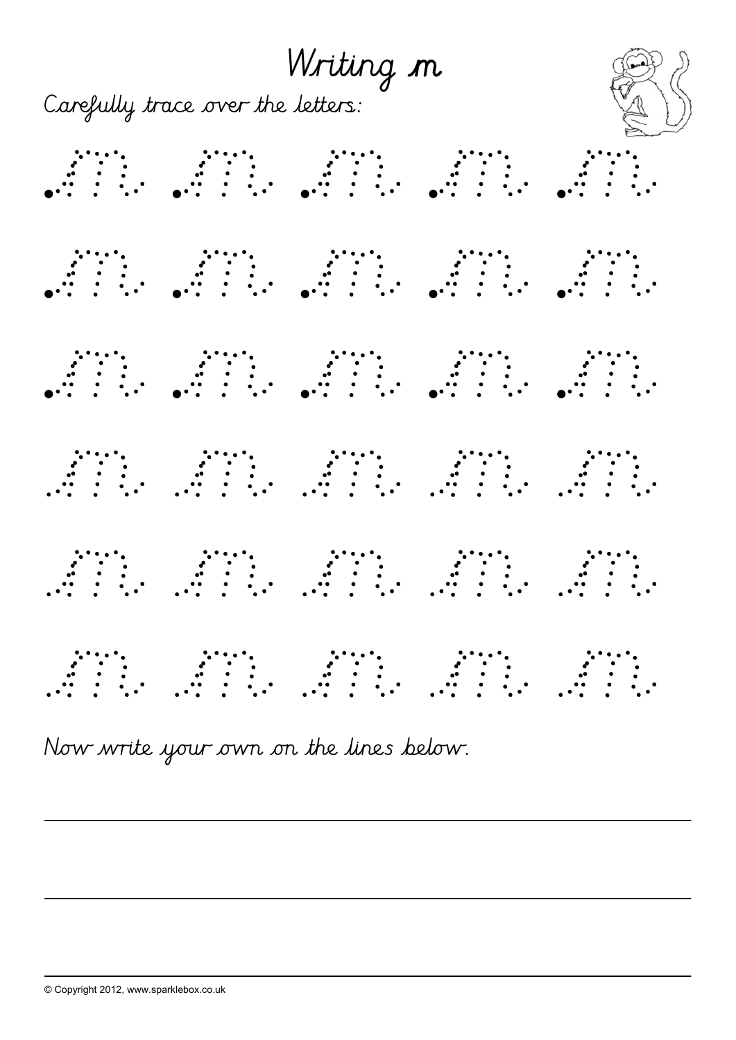# Writing m

Carefully trace over the letters:

m m m m m

m m m m m

m m m m m

m m m m m

m m m m m

m m m m m

Now write your own on the lines below.

© Copyright 2012, www.sparklebox.co.uk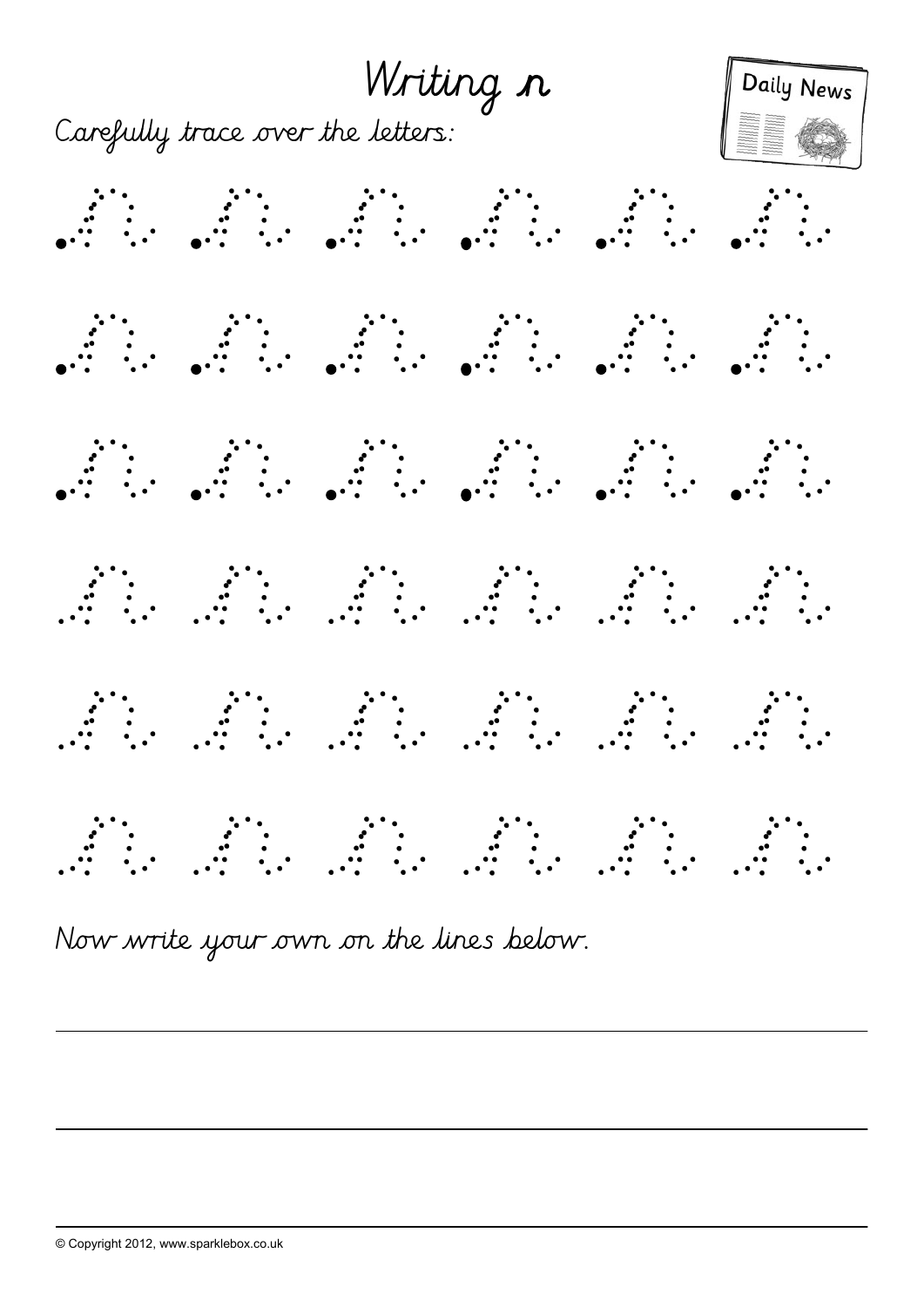# Writing n

Carefully trace over the letters:

Now write your own on the lines below.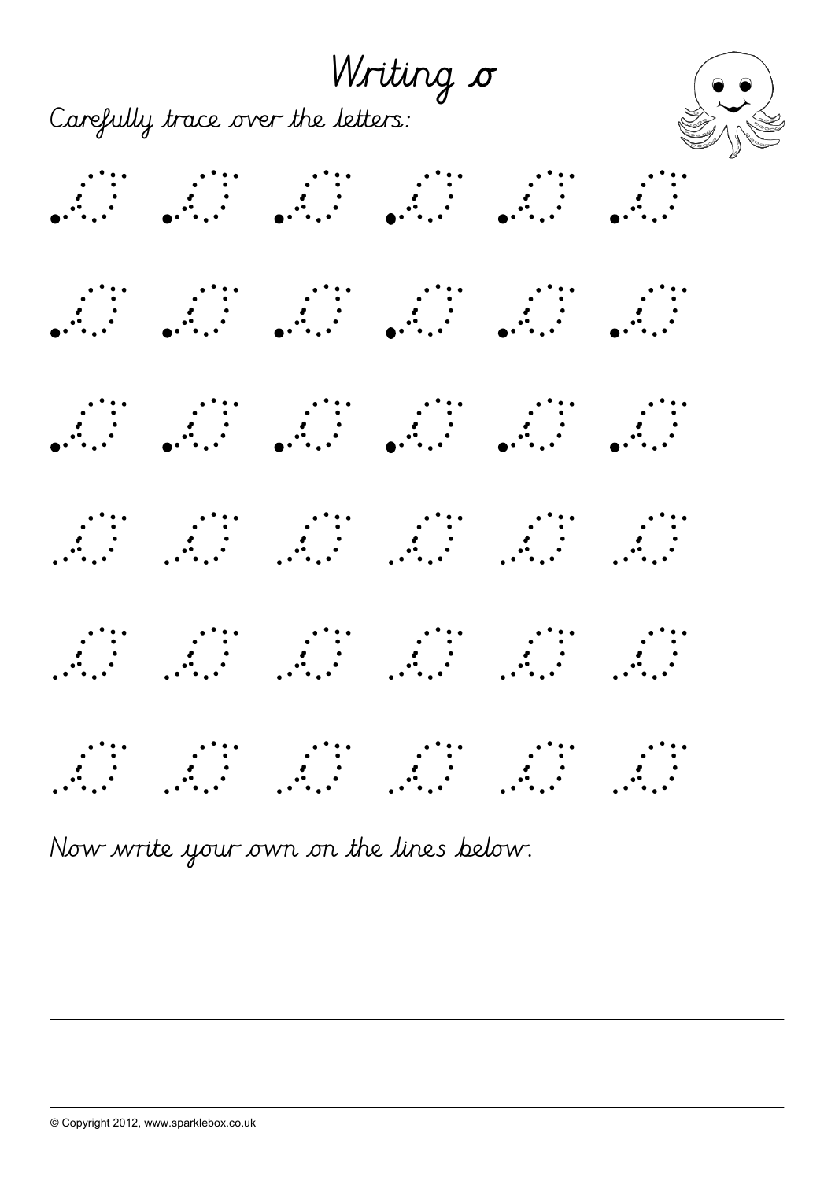# Writing o

Carefully trace over the letters:

Now write your own on the lines below.

© Copyright 2012, www.sparklebox.co.uk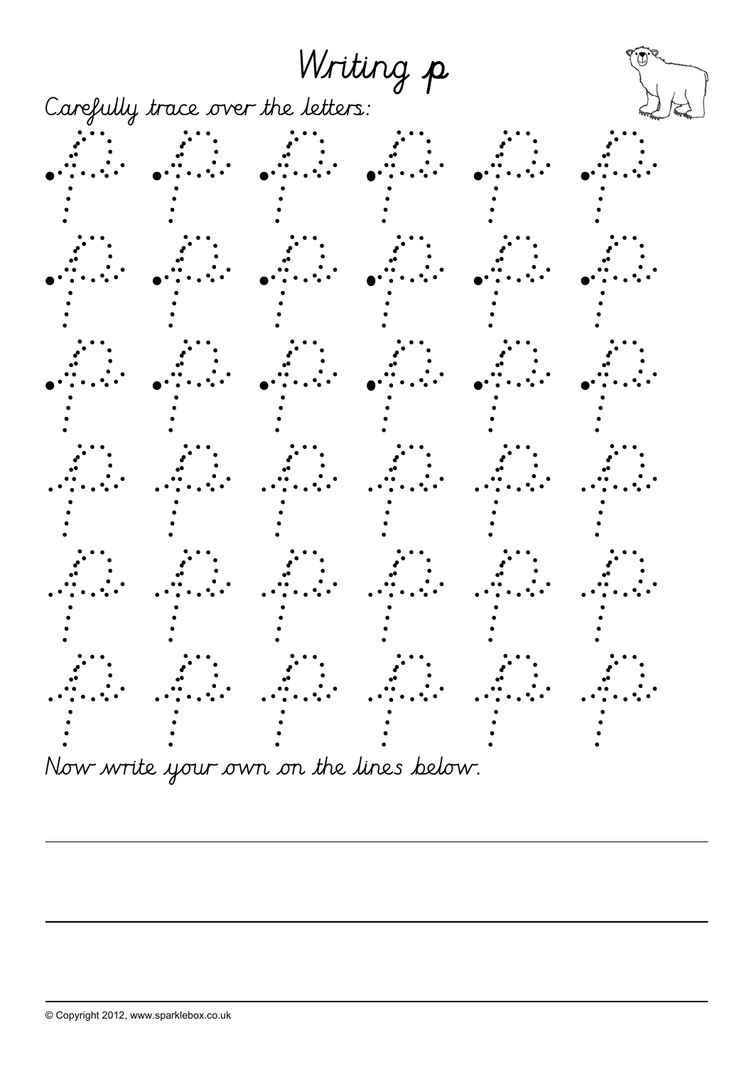# Writing p

Carefully trace over the letters:

Now write your own on the lines below.

© Copyright 2012, www.sparklebox.co.uk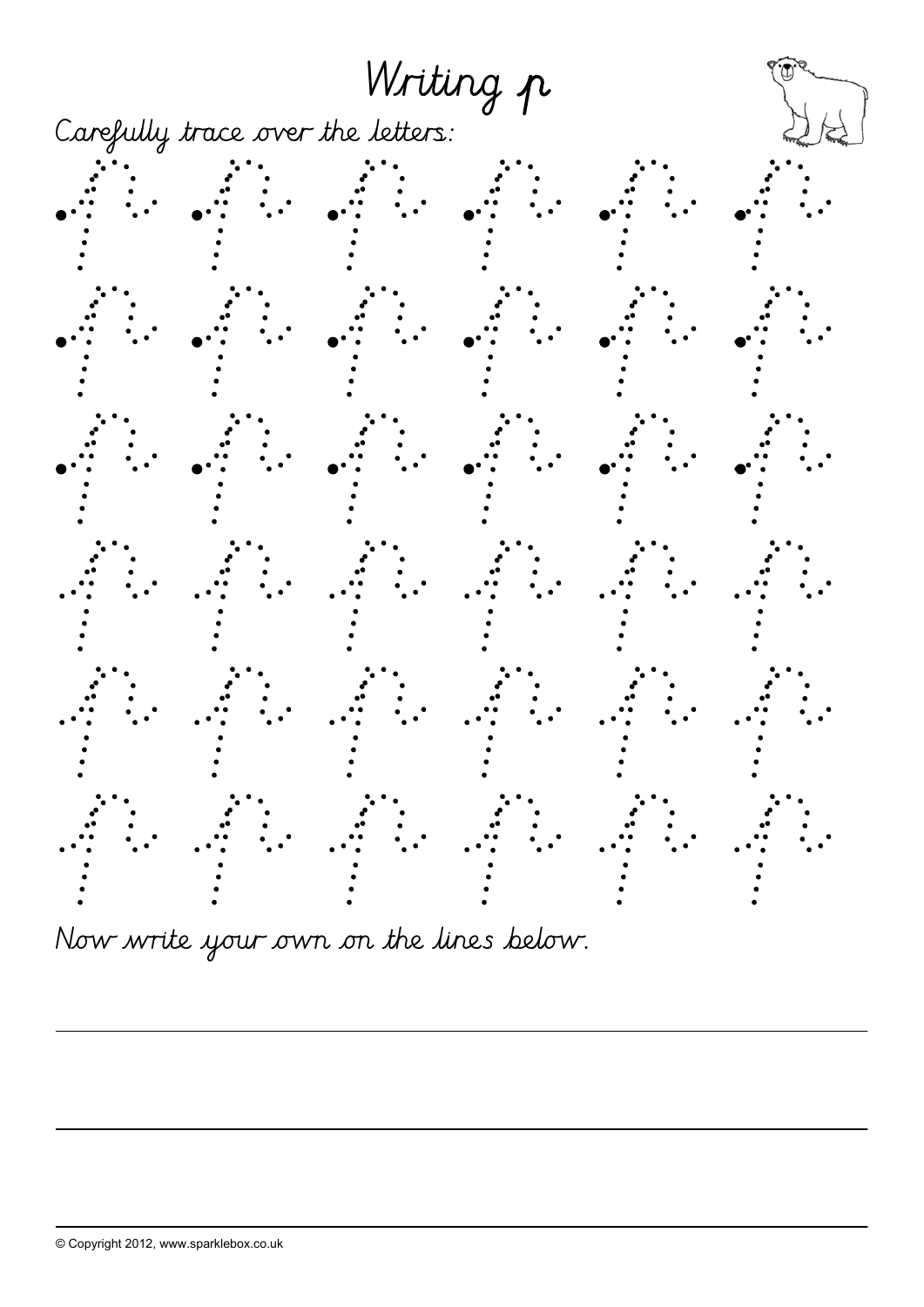# Writing p

Carefully trace over the letters:

Now write your own on the lines below.

© Copyright 2012, www.sparklebox.co.uk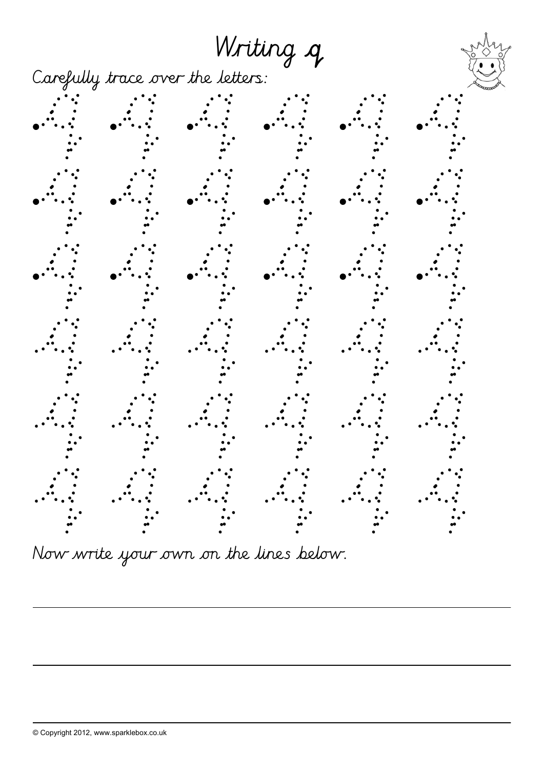# Writing q

Carefully trace over the letters:

Now write your own on the lines below.

© Copyright 2012, www.sparklebox.co.uk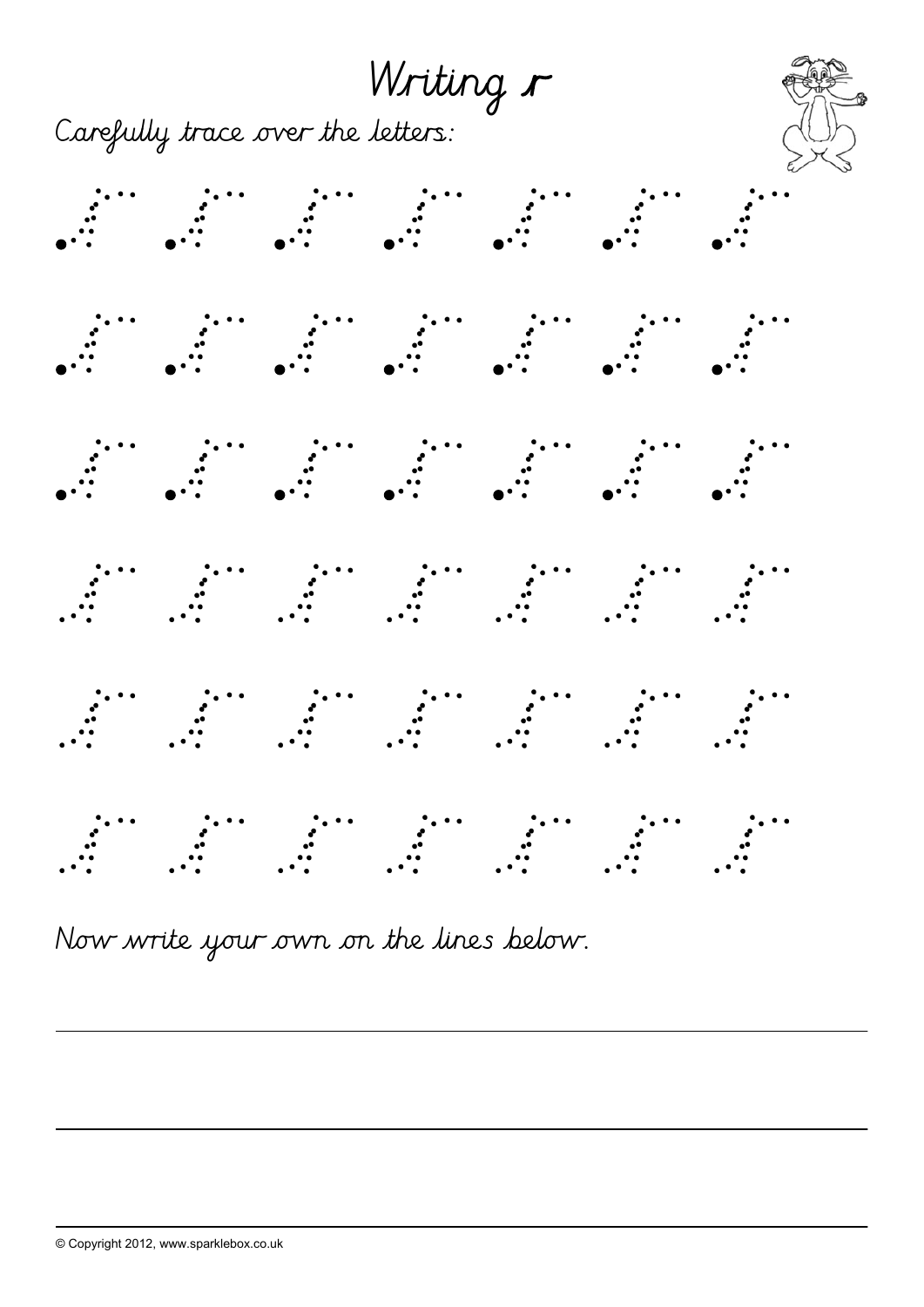# Writing r

Carefully trace over the letters:

Now write your own on the lines below.

© Copyright 2012, www.sparklebox.co.uk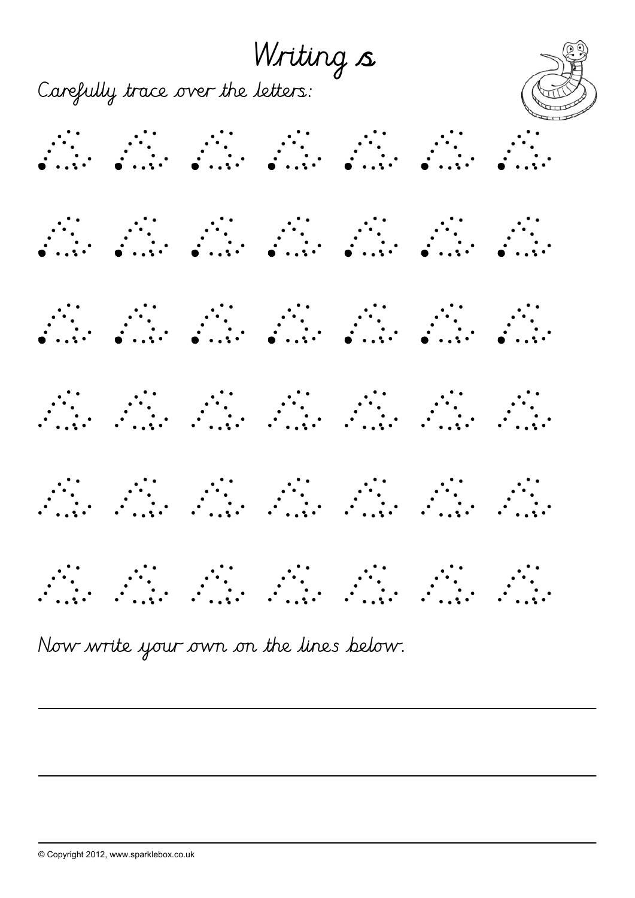# Writing s

Carefully trace over the letters:

Now write your own on the lines below.

© Copyright 2012, www.sparklebox.co.uk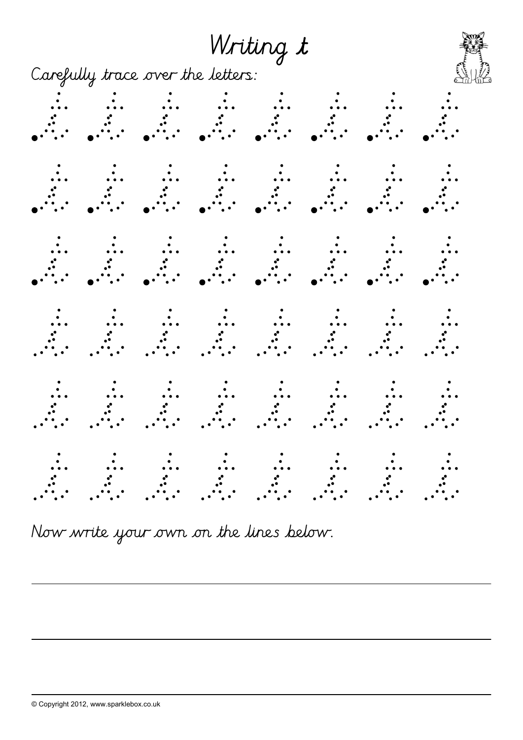# Writing t

Carefully trace over the letters:

Now write your own on the lines below.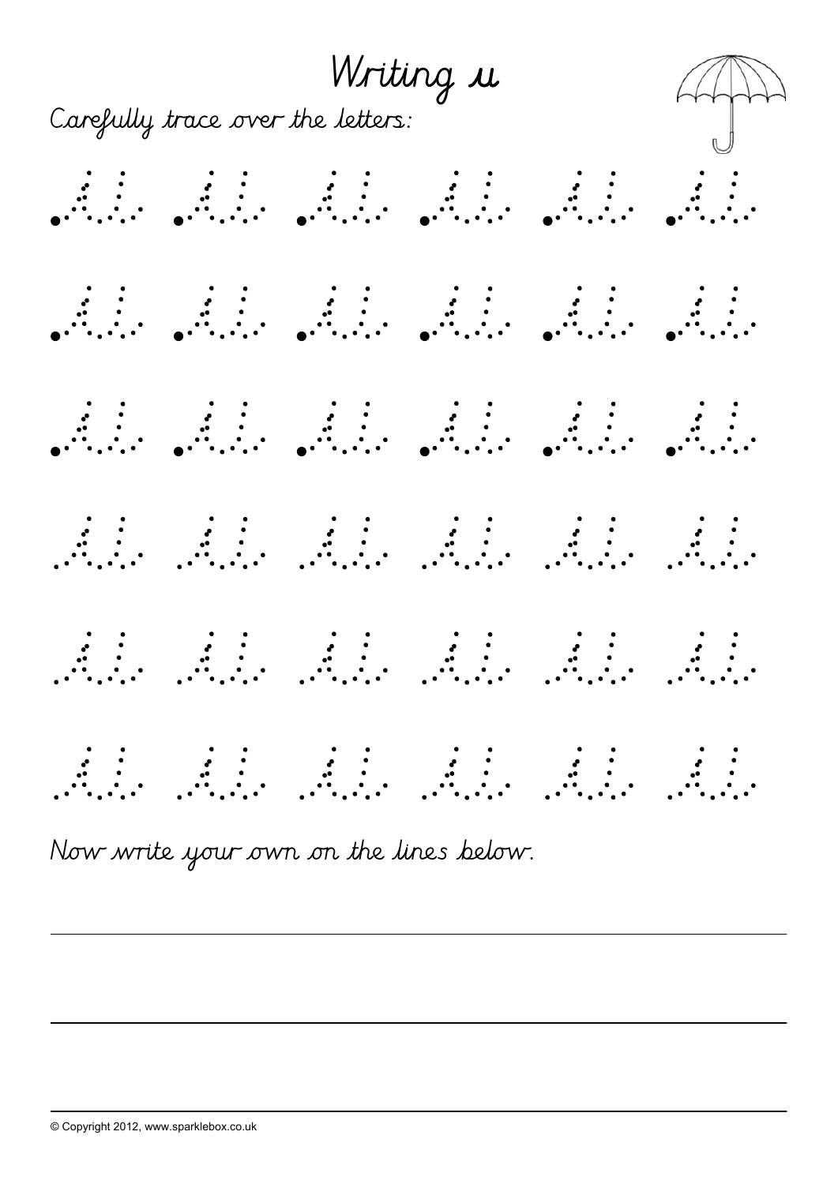# Writing u

Carefully trace over the letters:

u u u u u u

u u u u u u

u u u u u u

u u u u u u

u u u u u u

u u u u u u

Now write your own on the lines below.

© Copyright 2012, www.sparklebox.co.uk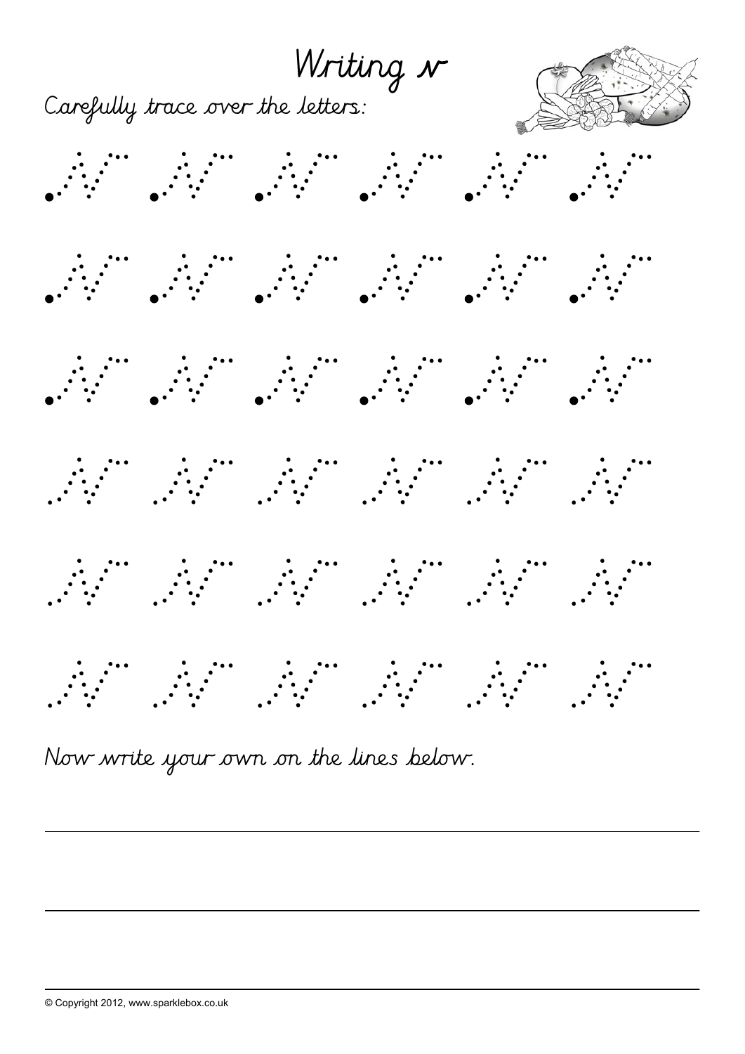# Writing v

Carefully trace over the letters:

Now write your own on the lines below.

© Copyright 2012, www.sparklebox.co.uk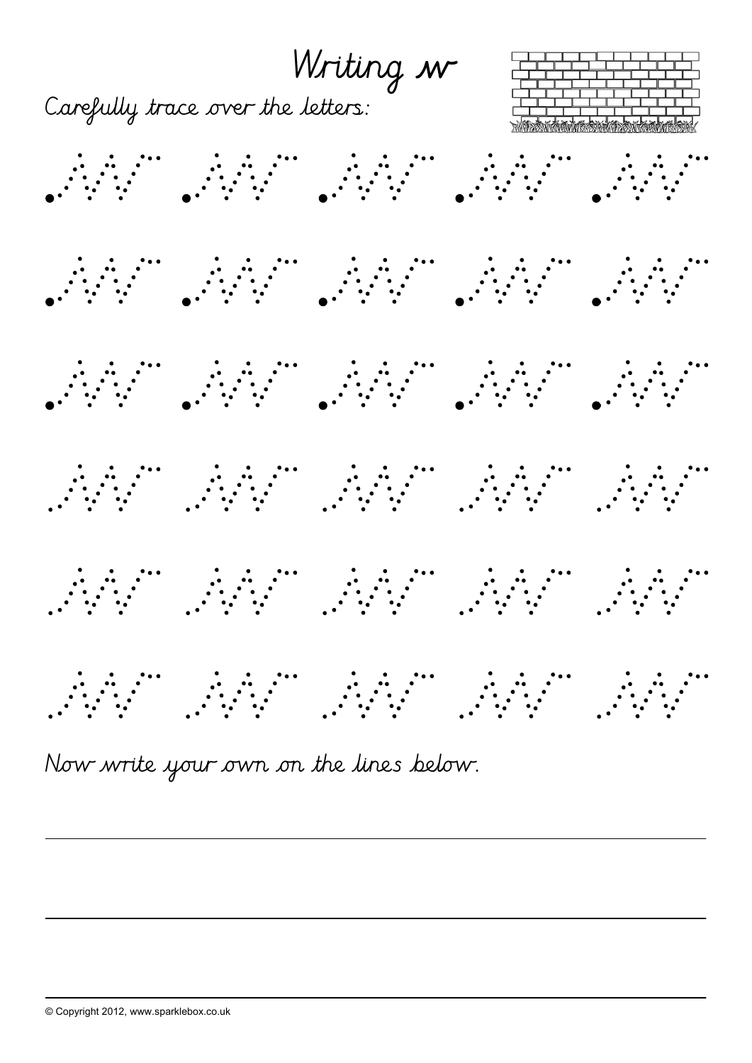# Writing w

Carefully trace over the letters:

Now write your own on the lines below.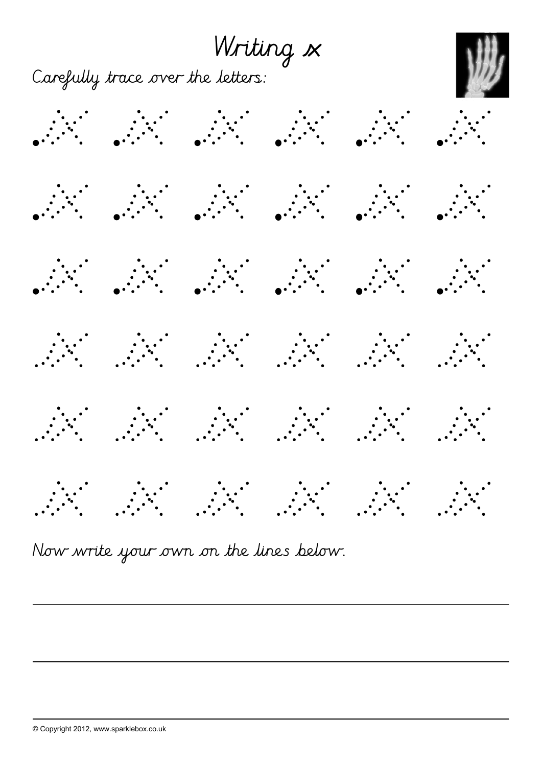# Writing x

Carefully trace over the letters:

Now write your own on the lines below.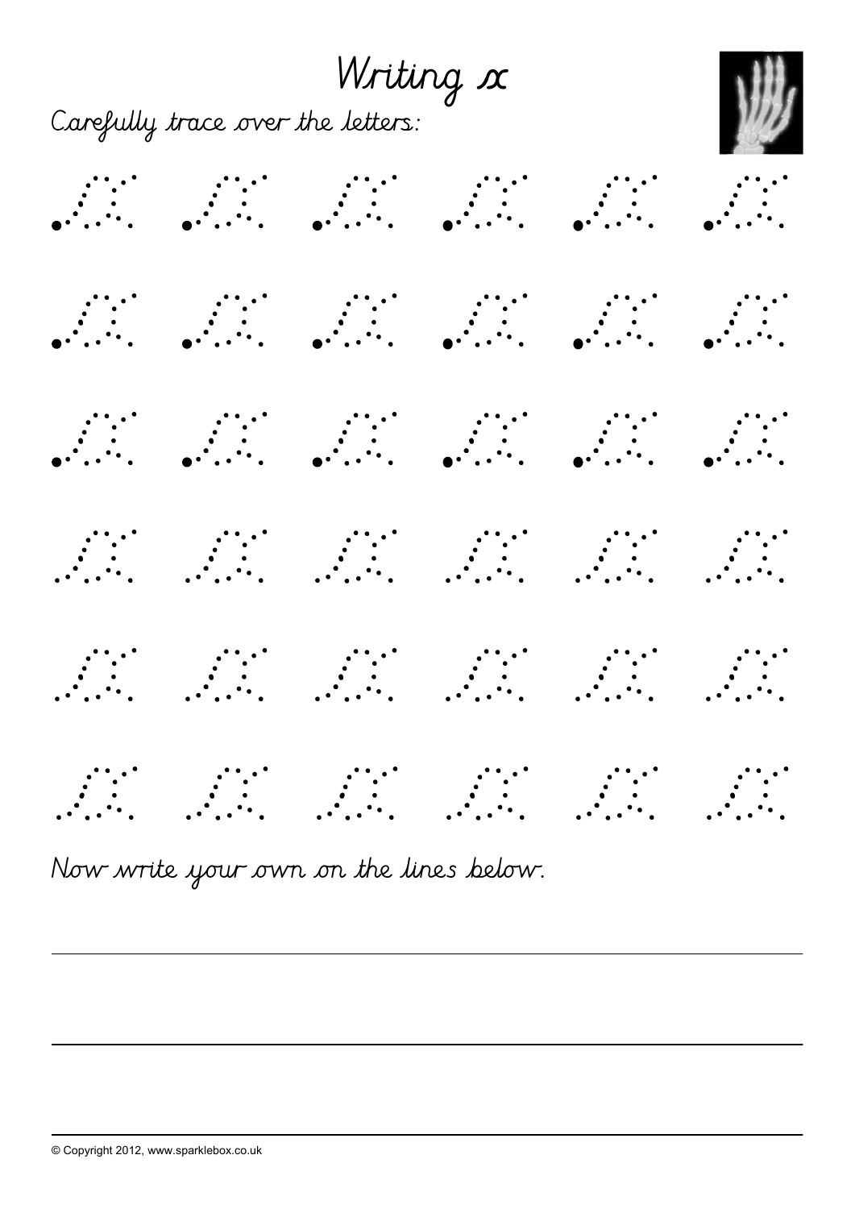# Writing x

Carefully trace over the letters:

Now write your own on the lines below.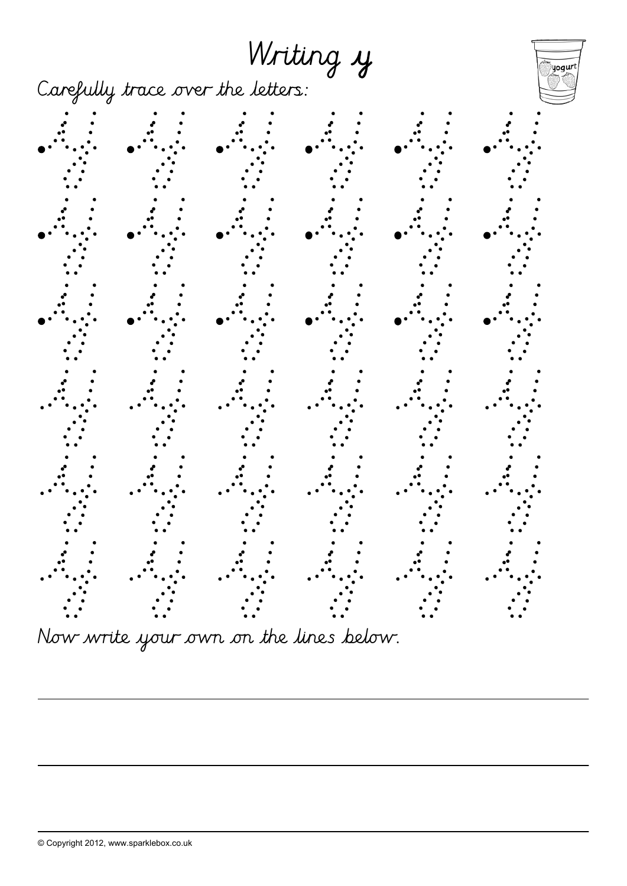# Writing y

Carefully trace over the letters:

Now write your own on the lines below.

© Copyright 2012, www.sparklebox.co.uk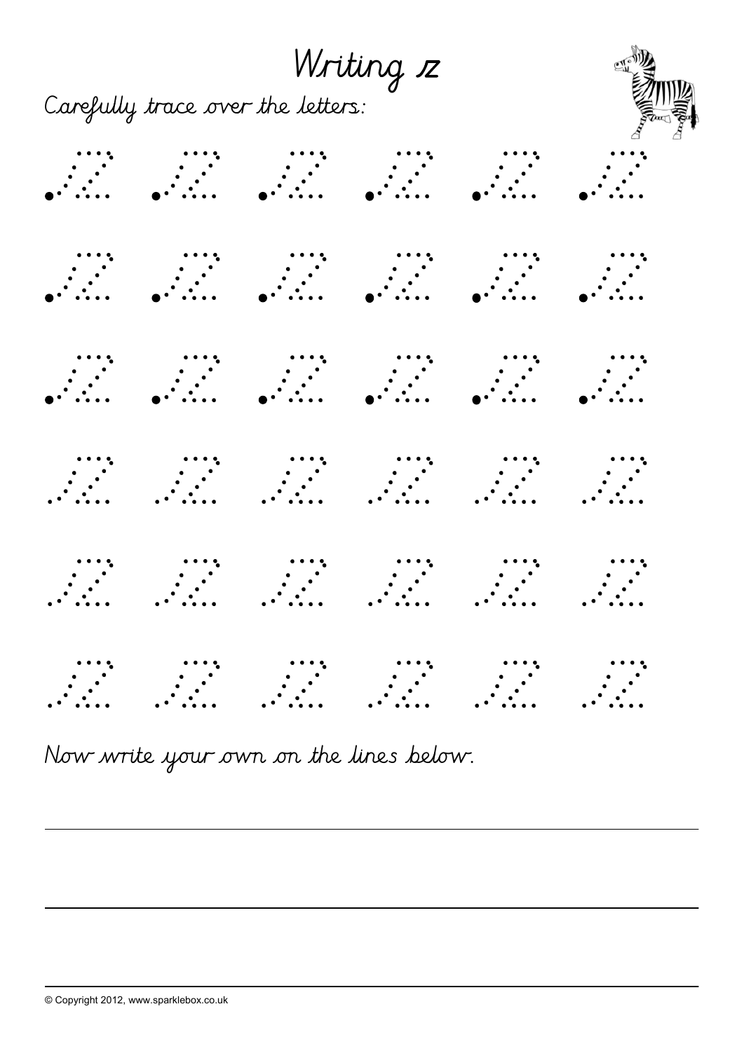# Writing z

Carefully trace over the letters:

Now write your own on the lines below.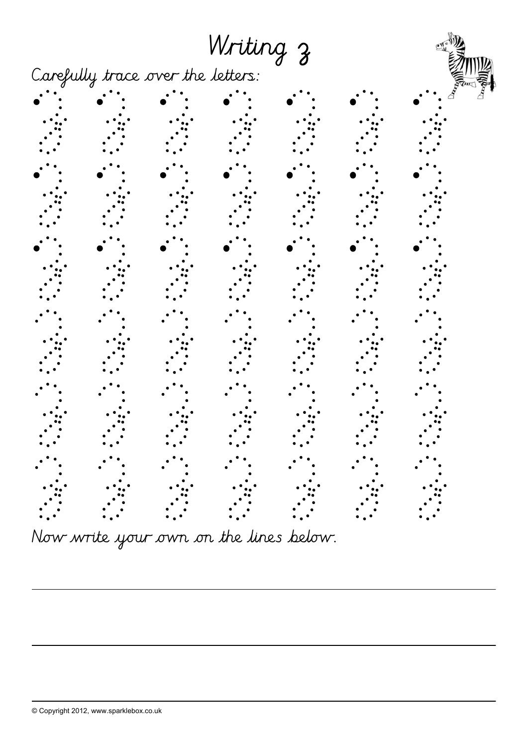# Writing z

Carefully trace over the letters:

Now write your own on the lines below.

© Copyright 2012, www.sparklebox.co.uk